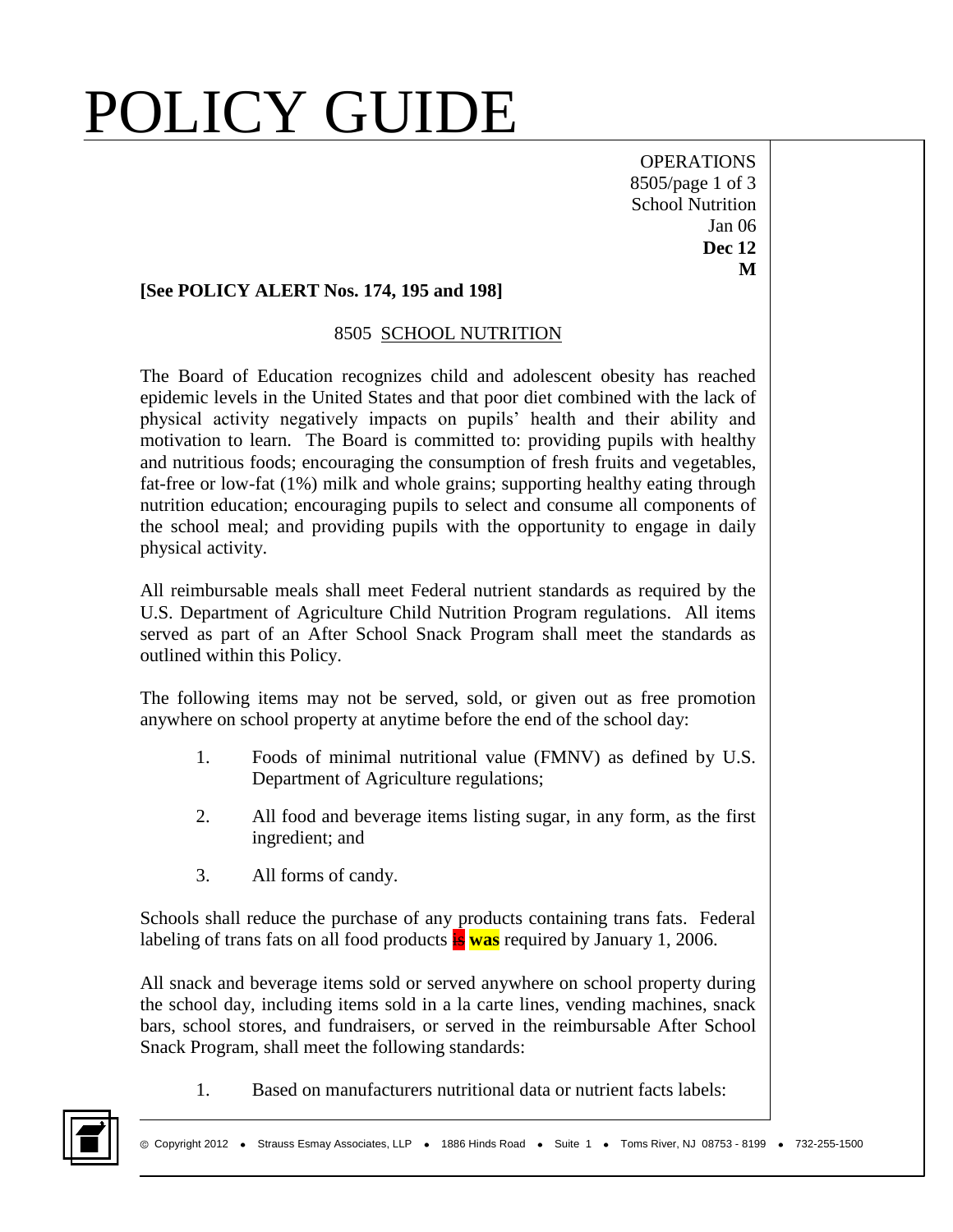# POLICY GUIDE

OPERATIONS
8505/page 1 of 3
School Nutrition
Jan 06
**Dec 12**
**M**

**[See POLICY ALERT Nos. 174, 195 and 198]**

## 8505 SCHOOL NUTRITION

The Board of Education recognizes child and adolescent obesity has reached epidemic levels in the United States and that poor diet combined with the lack of physical activity negatively impacts on pupils' health and their ability and motivation to learn. The Board is committed to: providing pupils with healthy and nutritious foods; encouraging the consumption of fresh fruits and vegetables, fat-free or low-fat (1%) milk and whole grains; supporting healthy eating through nutrition education; encouraging pupils to select and consume all components of the school meal; and providing pupils with the opportunity to engage in daily physical activity.

All reimbursable meals shall meet Federal nutrient standards as required by the U.S. Department of Agriculture Child Nutrition Program regulations. All items served as part of an After School Snack Program shall meet the standards as outlined within this Policy.

The following items may not be served, sold, or given out as free promotion anywhere on school property at anytime before the end of the school day:

1. Foods of minimal nutritional value (FMNV) as defined by U.S. Department of Agriculture regulations;
2. All food and beverage items listing sugar, in any form, as the first ingredient; and
3. All forms of candy.

Schools shall reduce the purchase of any products containing trans fats. Federal labeling of trans fats on all food products ~~is~~ **was** required by January 1, 2006.

All snack and beverage items sold or served anywhere on school property during the school day, including items sold in a la carte lines, vending machines, snack bars, school stores, and fundraisers, or served in the reimbursable After School Snack Program, shall meet the following standards:

1. Based on manufacturers nutritional data or nutrient facts labels: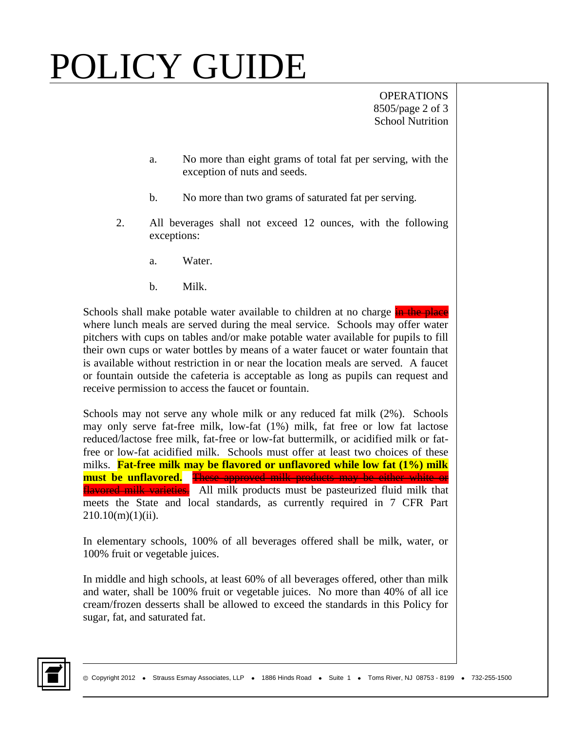a. No more than eight grams of total fat per serving, with the exception of nuts and seeds.

b. No more than two grams of saturated fat per serving.

2. All beverages shall not exceed 12 ounces, with the following exceptions:

   a. Water.

   b. Milk.

Schools shall make potable water available to children at no charge ~~in the place~~ where lunch meals are served during the meal service. Schools may offer water pitchers with cups on tables and/or make potable water available for pupils to fill their own cups or water bottles by means of a water faucet or water fountain that is available without restriction in or near the location meals are served. A faucet or fountain outside the cafeteria is acceptable as long as pupils can request and receive permission to access the faucet or fountain.

Schools may not serve any whole milk or any reduced fat milk (2%). Schools may only serve fat-free milk, low-fat (1%) milk, fat free or low fat lactose reduced/lactose free milk, fat-free or low-fat buttermilk, or acidified milk or fat-free or low-fat acidified milk. Schools must offer at least two choices of these milks. **Fat-free milk may be flavored or unflavored while low fat (1%) milk must be unflavored.** ~~These approved milk products may be either white or flavored milk varieties.~~ All milk products must be pasteurized fluid milk that meets the State and local standards, as currently required in 7 CFR Part 210.10(m)(1)(ii).

In elementary schools, 100% of all beverages offered shall be milk, water, or 100% fruit or vegetable juices.

In middle and high schools, at least 60% of all beverages offered, other than milk and water, shall be 100% fruit or vegetable juices. No more than 40% of all ice cream/frozen desserts shall be allowed to exceed the standards in this Policy for sugar, fat, and saturated fat.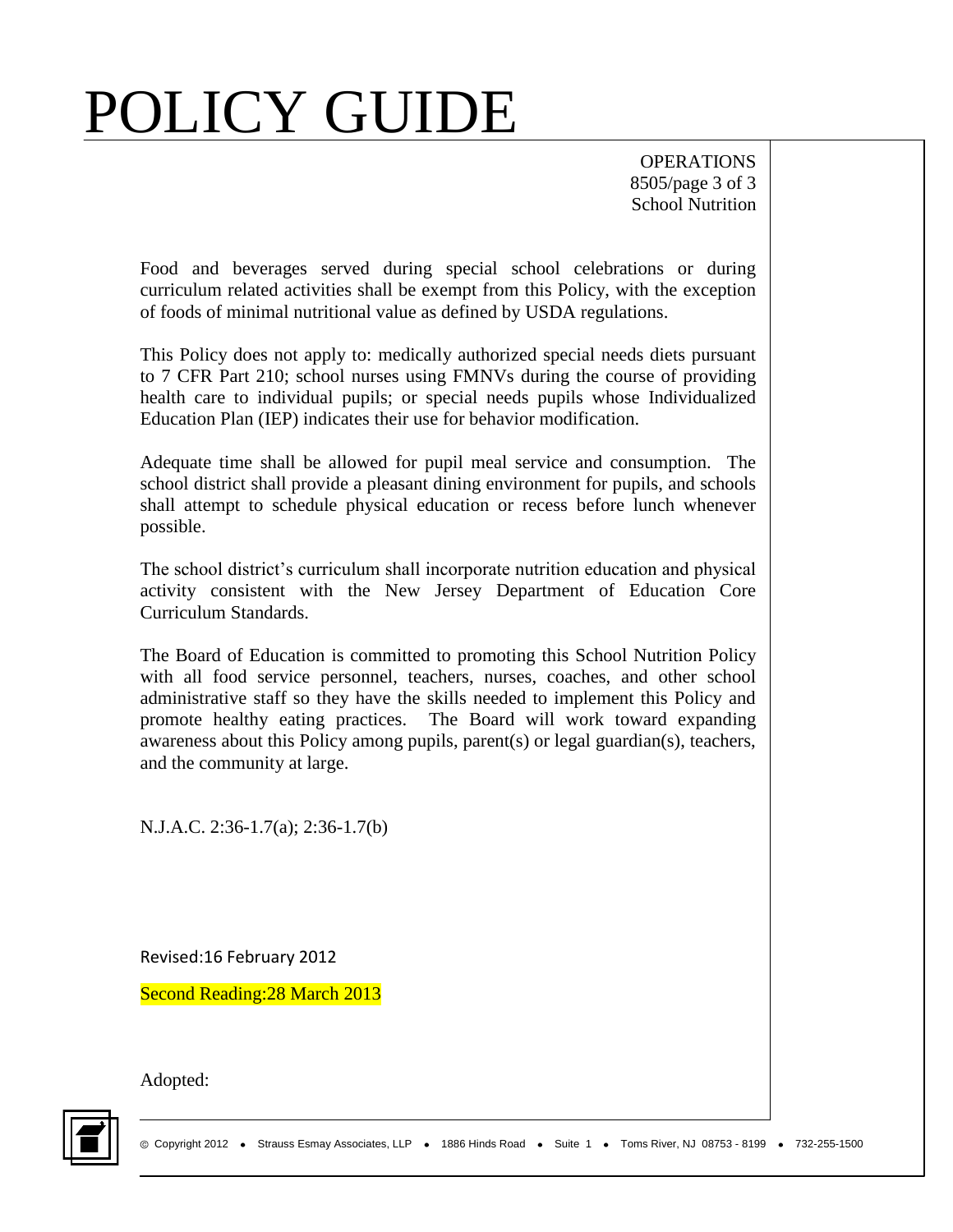Food and beverages served during special school celebrations or during curriculum related activities shall be exempt from this Policy, with the exception of foods of minimal nutritional value as defined by USDA regulations.

This Policy does not apply to: medically authorized special needs diets pursuant to 7 CFR Part 210; school nurses using FMNVs during the course of providing health care to individual pupils; or special needs pupils whose Individualized Education Plan (IEP) indicates their use for behavior modification.

Adequate time shall be allowed for pupil meal service and consumption. The school district shall provide a pleasant dining environment for pupils, and schools shall attempt to schedule physical education or recess before lunch whenever possible.

The school district's curriculum shall incorporate nutrition education and physical activity consistent with the New Jersey Department of Education Core Curriculum Standards.

The Board of Education is committed to promoting this School Nutrition Policy with all food service personnel, teachers, nurses, coaches, and other school administrative staff so they have the skills needed to implement this Policy and promote healthy eating practices. The Board will work toward expanding awareness about this Policy among pupils, parent(s) or legal guardian(s), teachers, and the community at large.

N.J.A.C. 2:36-1.7(a); 2:36-1.7(b)

Revised:16 February 2012

Second Reading:28 March 2013

Adopted: